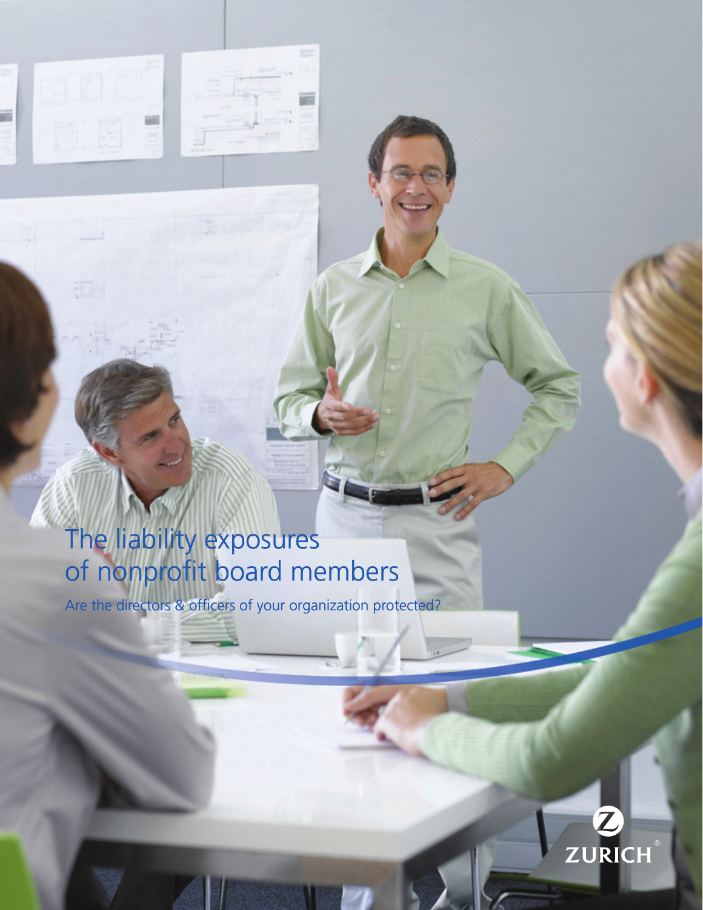# The liability exposures of nonprofit board members

Are the directors & officers of your organization protected?

ZURICH®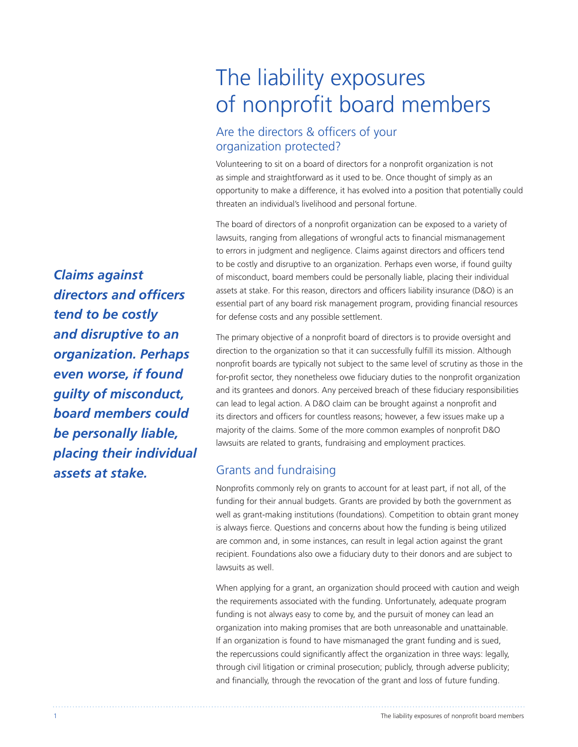# The liability exposures of nonprofit board members

## Are the directors & officers of your organization protected?

Volunteering to sit on a board of directors for a nonprofit organization is not as simple and straightforward as it used to be. Once thought of simply as an opportunity to make a difference, it has evolved into a position that potentially could threaten an individual's livelihood and personal fortune.

The board of directors of a nonprofit organization can be exposed to a variety of lawsuits, ranging from allegations of wrongful acts to financial mismanagement to errors in judgment and negligence. Claims against directors and officers tend to be costly and disruptive to an organization. Perhaps even worse, if found guilty of misconduct, board members could be personally liable, placing their individual assets at stake. For this reason, directors and officers liability insurance (D&O) is an essential part of any board risk management program, providing financial resources for defense costs and any possible settlement.

***Claims against directors and officers tend to be costly and disruptive to an organization. Perhaps even worse, if found guilty of misconduct, board members could be personally liable, placing their individual assets at stake.***

The primary objective of a nonprofit board of directors is to provide oversight and direction to the organization so that it can successfully fulfill its mission. Although nonprofit boards are typically not subject to the same level of scrutiny as those in the for-profit sector, they nonetheless owe fiduciary duties to the nonprofit organization and its grantees and donors. Any perceived breach of these fiduciary responsibilities can lead to legal action. A D&O claim can be brought against a nonprofit and its directors and officers for countless reasons; however, a few issues make up a majority of the claims. Some of the more common examples of nonprofit D&O lawsuits are related to grants, fundraising and employment practices.

## Grants and fundraising

Nonprofits commonly rely on grants to account for at least part, if not all, of the funding for their annual budgets. Grants are provided by both the government as well as grant-making institutions (foundations). Competition to obtain grant money is always fierce. Questions and concerns about how the funding is being utilized are common and, in some instances, can result in legal action against the grant recipient. Foundations also owe a fiduciary duty to their donors and are subject to lawsuits as well.

When applying for a grant, an organization should proceed with caution and weigh the requirements associated with the funding. Unfortunately, adequate program funding is not always easy to come by, and the pursuit of money can lead an organization into making promises that are both unreasonable and unattainable. If an organization is found to have mismanaged the grant funding and is sued, the repercussions could significantly affect the organization in three ways: legally, through civil litigation or criminal prosecution; publicly, through adverse publicity; and financially, through the revocation of the grant and loss of future funding.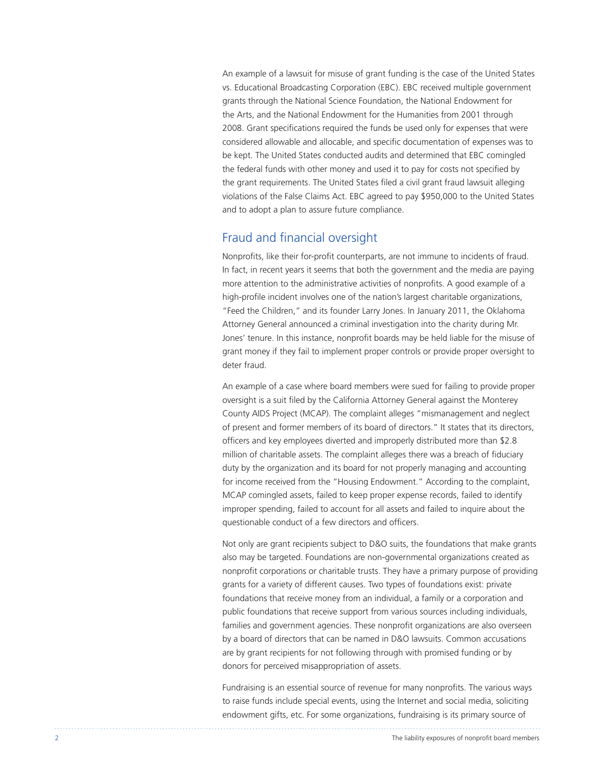An example of a lawsuit for misuse of grant funding is the case of the United States vs. Educational Broadcasting Corporation (EBC). EBC received multiple government grants through the National Science Foundation, the National Endowment for the Arts, and the National Endowment for the Humanities from 2001 through 2008. Grant specifications required the funds be used only for expenses that were considered allowable and allocable, and specific documentation of expenses was to be kept. The United States conducted audits and determined that EBC comingled the federal funds with other money and used it to pay for costs not specified by the grant requirements. The United States filed a civil grant fraud lawsuit alleging violations of the False Claims Act. EBC agreed to pay $950,000 to the United States and to adopt a plan to assure future compliance.

## Fraud and financial oversight

Nonprofits, like their for-profit counterparts, are not immune to incidents of fraud. In fact, in recent years it seems that both the government and the media are paying more attention to the administrative activities of nonprofits. A good example of a high-profile incident involves one of the nation's largest charitable organizations, "Feed the Children," and its founder Larry Jones. In January 2011, the Oklahoma Attorney General announced a criminal investigation into the charity during Mr. Jones' tenure. In this instance, nonprofit boards may be held liable for the misuse of grant money if they fail to implement proper controls or provide proper oversight to deter fraud.

An example of a case where board members were sued for failing to provide proper oversight is a suit filed by the California Attorney General against the Monterey County AIDS Project (MCAP). The complaint alleges "mismanagement and neglect of present and former members of its board of directors." It states that its directors, officers and key employees diverted and improperly distributed more than $2.8 million of charitable assets. The complaint alleges there was a breach of fiduciary duty by the organization and its board for not properly managing and accounting for income received from the "Housing Endowment." According to the complaint, MCAP comingled assets, failed to keep proper expense records, failed to identify improper spending, failed to account for all assets and failed to inquire about the questionable conduct of a few directors and officers.

Not only are grant recipients subject to D&O suits, the foundations that make grants also may be targeted. Foundations are non-governmental organizations created as nonprofit corporations or charitable trusts. They have a primary purpose of providing grants for a variety of different causes. Two types of foundations exist: private foundations that receive money from an individual, a family or a corporation and public foundations that receive support from various sources including individuals, families and government agencies. These nonprofit organizations are also overseen by a board of directors that can be named in D&O lawsuits. Common accusations are by grant recipients for not following through with promised funding or by donors for perceived misappropriation of assets.

Fundraising is an essential source of revenue for many nonprofits. The various ways to raise funds include special events, using the Internet and social media, soliciting endowment gifts, etc. For some organizations, fundraising is its primary source of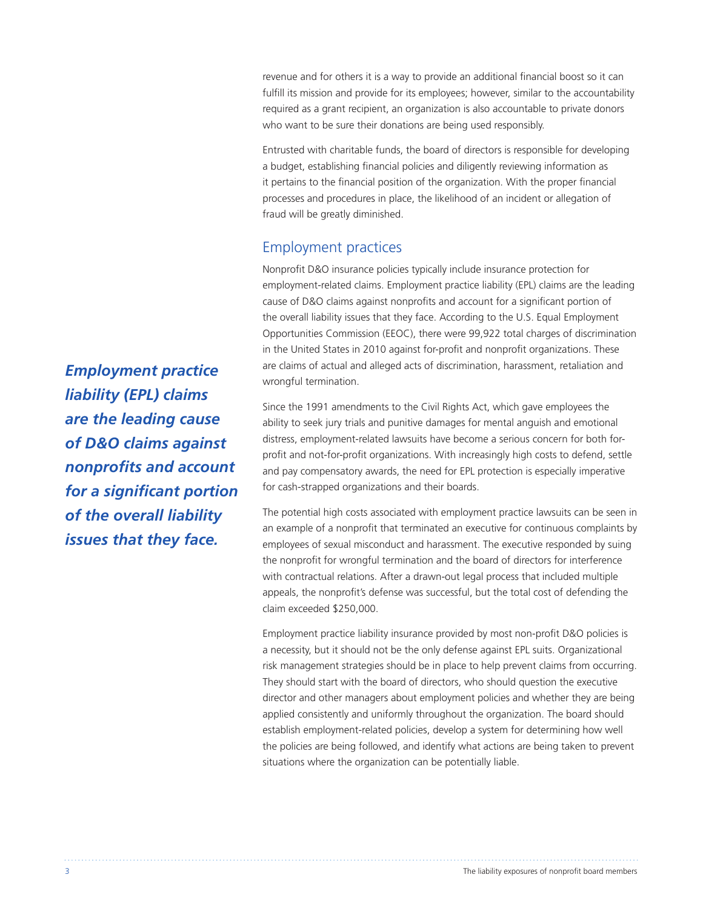revenue and for others it is a way to provide an additional financial boost so it can fulfill its mission and provide for its employees; however, similar to the accountability required as a grant recipient, an organization is also accountable to private donors who want to be sure their donations are being used responsibly.

Entrusted with charitable funds, the board of directors is responsible for developing a budget, establishing financial policies and diligently reviewing information as it pertains to the financial position of the organization. With the proper financial processes and procedures in place, the likelihood of an incident or allegation of fraud will be greatly diminished.

## Employment practices

Nonprofit D&O insurance policies typically include insurance protection for employment-related claims. Employment practice liability (EPL) claims are the leading cause of D&O claims against nonprofits and account for a significant portion of the overall liability issues that they face. According to the U.S. Equal Employment Opportunities Commission (EEOC), there were 99,922 total charges of discrimination in the United States in 2010 against for-profit and nonprofit organizations. These are claims of actual and alleged acts of discrimination, harassment, retaliation and wrongful termination.

***Employment practice liability (EPL) claims are the leading cause of D&O claims against nonprofits and account for a significant portion of the overall liability issues that they face.***

Since the 1991 amendments to the Civil Rights Act, which gave employees the ability to seek jury trials and punitive damages for mental anguish and emotional distress, employment-related lawsuits have become a serious concern for both for-profit and not-for-profit organizations. With increasingly high costs to defend, settle and pay compensatory awards, the need for EPL protection is especially imperative for cash-strapped organizations and their boards.

The potential high costs associated with employment practice lawsuits can be seen in an example of a nonprofit that terminated an executive for continuous complaints by employees of sexual misconduct and harassment. The executive responded by suing the nonprofit for wrongful termination and the board of directors for interference with contractual relations. After a drawn-out legal process that included multiple appeals, the nonprofit's defense was successful, but the total cost of defending the claim exceeded $250,000.

Employment practice liability insurance provided by most non-profit D&O policies is a necessity, but it should not be the only defense against EPL suits. Organizational risk management strategies should be in place to help prevent claims from occurring. They should start with the board of directors, who should question the executive director and other managers about employment policies and whether they are being applied consistently and uniformly throughout the organization. The board should establish employment-related policies, develop a system for determining how well the policies are being followed, and identify what actions are being taken to prevent situations where the organization can be potentially liable.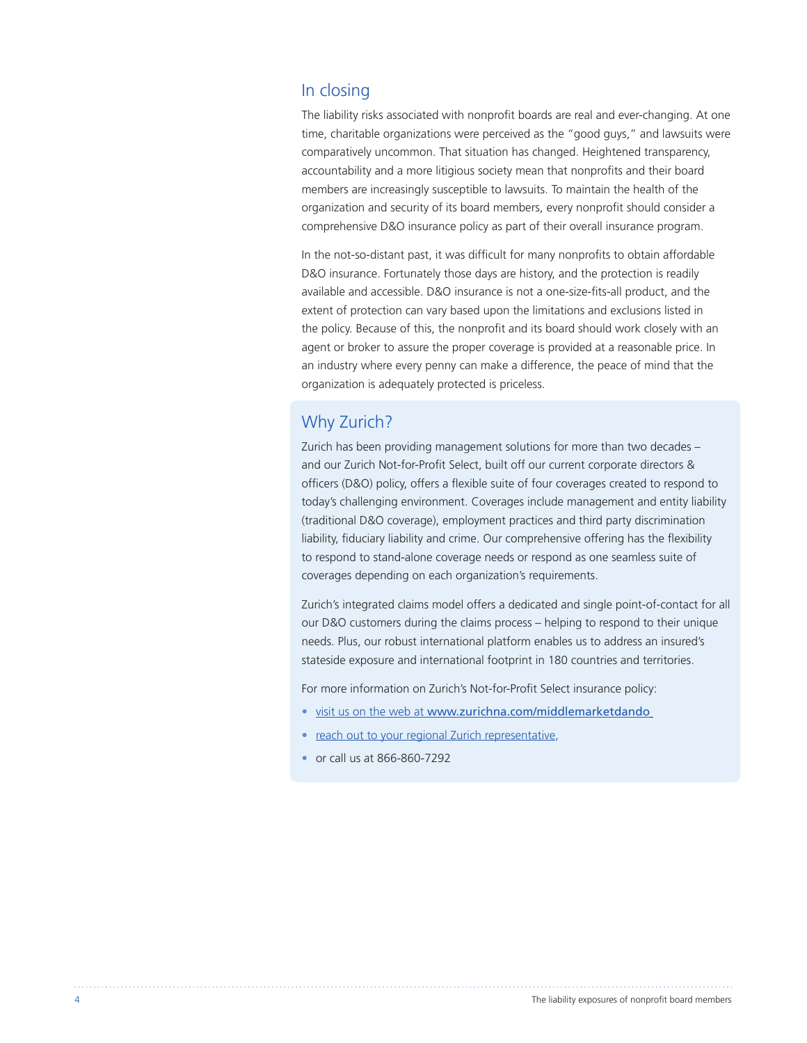## In closing

The liability risks associated with nonprofit boards are real and ever-changing. At one time, charitable organizations were perceived as the "good guys," and lawsuits were comparatively uncommon. That situation has changed. Heightened transparency, accountability and a more litigious society mean that nonprofits and their board members are increasingly susceptible to lawsuits. To maintain the health of the organization and security of its board members, every nonprofit should consider a comprehensive D&O insurance policy as part of their overall insurance program.

In the not-so-distant past, it was difficult for many nonprofits to obtain affordable D&O insurance. Fortunately those days are history, and the protection is readily available and accessible. D&O insurance is not a one-size-fits-all product, and the extent of protection can vary based upon the limitations and exclusions listed in the policy. Because of this, the nonprofit and its board should work closely with an agent or broker to assure the proper coverage is provided at a reasonable price. In an industry where every penny can make a difference, the peace of mind that the organization is adequately protected is priceless.

## Why Zurich?

Zurich has been providing management solutions for more than two decades – and our Zurich Not-for-Profit Select, built off our current corporate directors & officers (D&O) policy, offers a flexible suite of four coverages created to respond to today's challenging environment. Coverages include management and entity liability (traditional D&O coverage), employment practices and third party discrimination liability, fiduciary liability and crime. Our comprehensive offering has the flexibility to respond to stand-alone coverage needs or respond as one seamless suite of coverages depending on each organization's requirements.

Zurich's integrated claims model offers a dedicated and single point-of-contact for all our D&O customers during the claims process – helping to respond to their unique needs. Plus, our robust international platform enables us to address an insured's stateside exposure and international footprint in 180 countries and territories.

For more information on Zurich's Not-for-Profit Select insurance policy:

- visit us on the web at **www.zurichna.com/middlemarketdando**
- reach out to your regional Zurich representative,
- or call us at 866-860-7292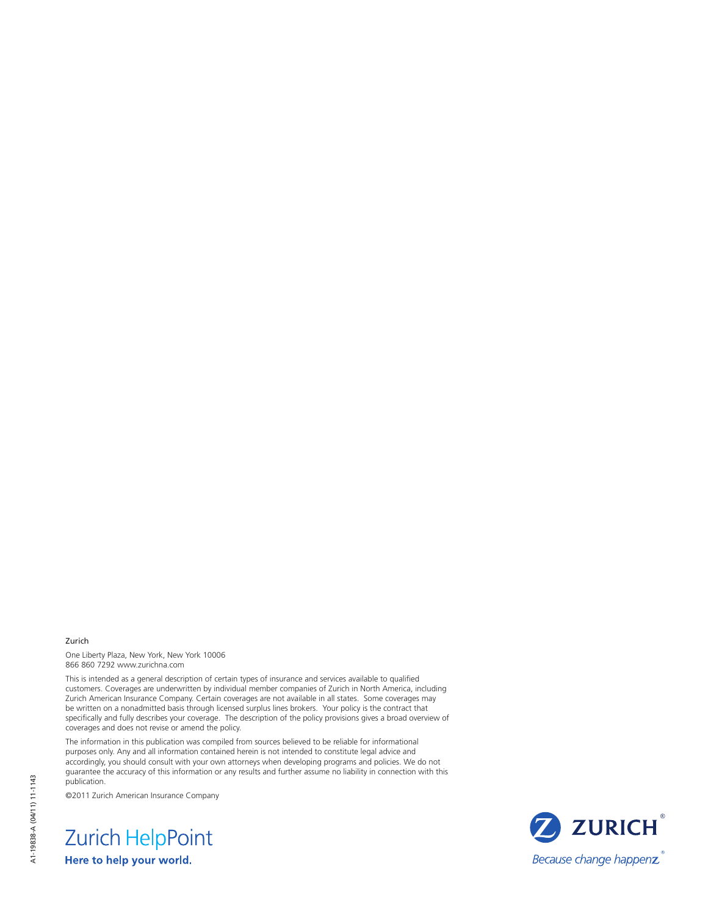Zurich

One Liberty Plaza, New York, New York 10006
866 860 7292 www.zurichna.com

This is intended as a general description of certain types of insurance and services available to qualified customers. Coverages are underwritten by individual member companies of Zurich in North America, including Zurich American Insurance Company. Certain coverages are not available in all states. Some coverages may be written on a nonadmitted basis through licensed surplus lines brokers. Your policy is the contract that specifically and fully describes your coverage. The description of the policy provisions gives a broad overview of coverages and does not revise or amend the policy.

The information in this publication was compiled from sources believed to be reliable for informational purposes only. Any and all information contained herein is not intended to constitute legal advice and accordingly, you should consult with your own attorneys when developing programs and policies. We do not guarantee the accuracy of this information or any results and further assume no liability in connection with this publication.

©2011 Zurich American Insurance Company

A1-19838-A (04/11) 11-1143

Zurich HelpPoint

**Here to help your world.**

ZURICH®

*Because change happenz®*